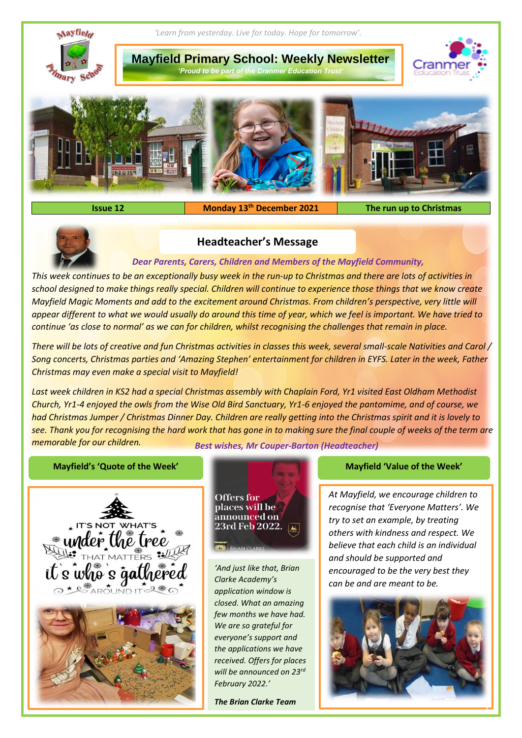*'Learn from yesterday. Live for today. Hope for tomorrow'.*

# Mayfield Primary School: Weekly Newsletter

***'Proud to be part of the Cranmer Education Trust'***

| Issue 12 | Monday 13th December 2021 | The run up to Christmas |
|---|---|---|

## Headteacher's Message

***Dear Parents, Carers, Children and Members of the Mayfield Community,***

*This week continues to be an exceptionally busy week in the run-up to Christmas and there are lots of activities in school designed to make things really special. Children will continue to experience those things that we know create Mayfield Magic Moments and add to the excitement around Christmas. From children's perspective, very little will appear different to what we would usually do around this time of year, which we feel is important. We have tried to continue 'as close to normal' as we can for children, whilst recognising the challenges that remain in place.*

*There will be lots of creative and fun Christmas activities in classes this week, several small-scale Nativities and Carol / Song concerts, Christmas parties and 'Amazing Stephen' entertainment for children in EYFS. Later in the week, Father Christmas may even make a special visit to Mayfield!*

*Last week children in KS2 had a special Christmas assembly with Chaplain Ford, Yr1 visited East Oldham Methodist Church, Yr1-4 enjoyed the owls from the Wise Old Bird Sanctuary, Yr1-6 enjoyed the pantomime, and of course, we had Christmas Jumper / Christmas Dinner Day. Children are really getting into the Christmas spirit and it is lovely to see. Thank you for recognising the hard work that has gone in to making sure the final couple of weeks of the term are memorable for our children.*

***Best wishes, Mr Couper-Barton (Headteacher)***

## Mayfield's 'Quote of the Week'

IT'S NOT WHAT'S under the tree THAT MATTERS it's who's gathered AROUND IT

Offers for places will be announced on 23rd Feb 2022.

*'And just like that, Brian Clarke Academy's application window is closed. What an amazing few months we have had. We are so grateful for everyone's support and the applications we have received. Offers for places will be announced on 23rd February 2022.'*

***The Brian Clarke Team***

## Mayfield 'Value of the Week'

*At Mayfield, we encourage children to recognise that 'Everyone Matters'. We try to set an example, by treating others with kindness and respect. We believe that each child is an individual and should be supported and encouraged to be the very best they can be and are meant to be.*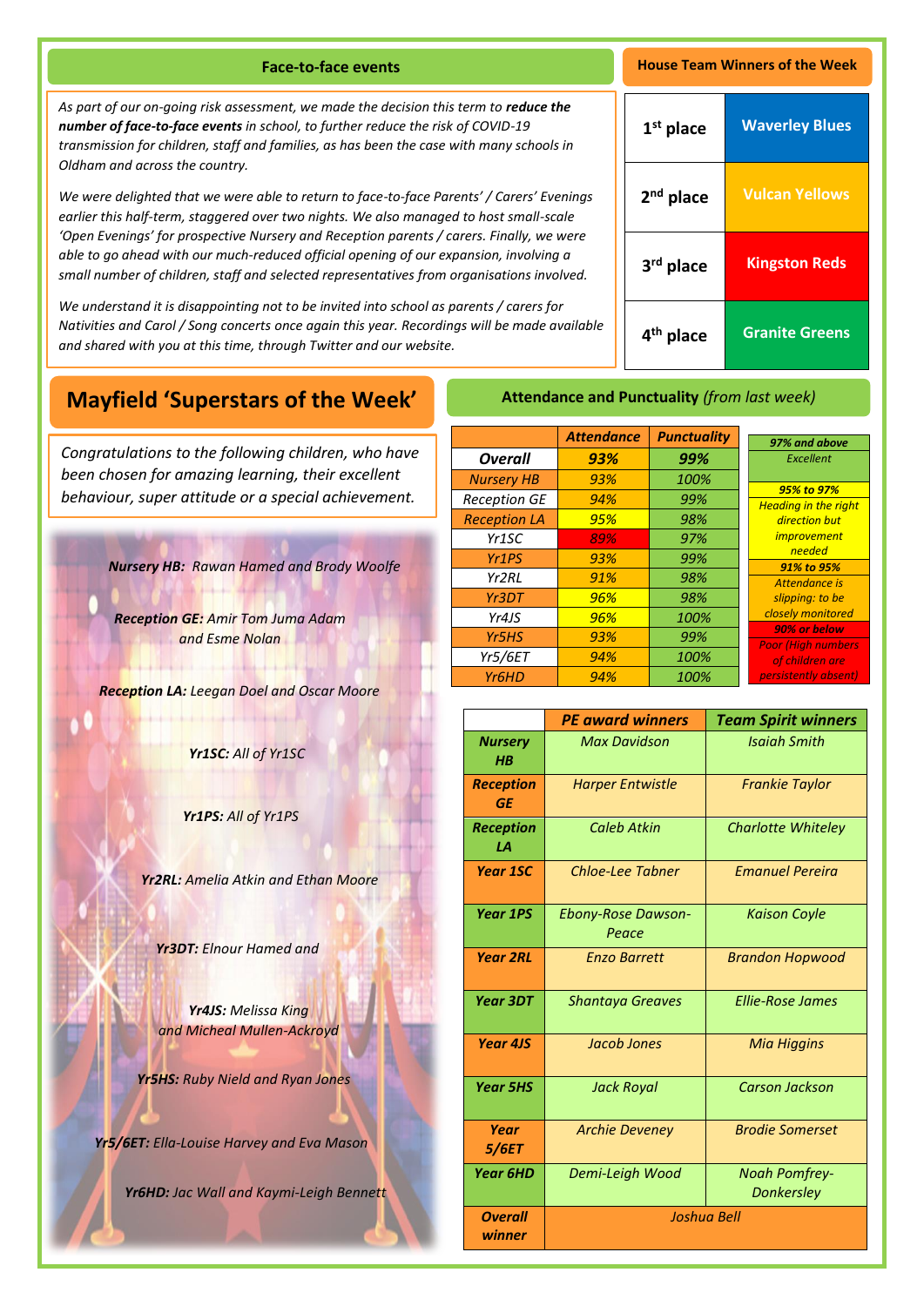## Face-to-face events

*As part of our on-going risk assessment, we made the decision this term to **reduce the number of face-to-face events** in school, to further reduce the risk of COVID-19 transmission for children, staff and families, as has been the case with many schools in Oldham and across the country.*

*We were delighted that we were able to return to face-to-face Parents' / Carers' Evenings earlier this half-term, staggered over two nights. We also managed to host small-scale 'Open Evenings' for prospective Nursery and Reception parents / carers. Finally, we were able to go ahead with our much-reduced official opening of our expansion, involving a small number of children, staff and selected representatives from organisations involved.*

*We understand it is disappointing not to be invited into school as parents / carers for Nativities and Carol / Song concerts once again this year. Recordings will be made available and shared with you at this time, through Twitter and our website.*

## House Team Winners of the Week

| Place | House |
|---|---|
| 1st place | Waverley Blues |
| 2nd place | Vulcan Yellows |
| 3rd place | Kingston Reds |
| 4th place | Granite Greens |

## Mayfield 'Superstars of the Week'

*Congratulations to the following children, who have been chosen for amazing learning, their excellent behaviour, super attitude or a special achievement.*

***Nursery HB:*** *Rawan Hamed and Brody Woolfe*

***Reception GE:*** *Amir Tom Juma Adam and Esme Nolan*

***Reception LA:*** *Leegan Doel and Oscar Moore*

***Yr1SC:*** *All of Yr1SC*

***Yr1PS:*** *All of Yr1PS*

***Yr2RL:*** *Amelia Atkin and Ethan Moore*

***Yr3DT:*** *Elnour Hamed and*

***Yr4JS:*** *Melissa King and Micheal Mullen-Ackroyd*

***Yr5HS:*** *Ruby Nield and Ryan Jones*

***Yr5/6ET:*** *Ella-Louise Harvey and Eva Mason*

***Yr6HD:*** *Jac Wall and Kaymi-Leigh Bennett*

## Attendance and Punctuality *(from last week)*

| | Attendance | Punctuality |
|---|---|---|
| **Overall** | **93%** | **99%** |
| Nursery HB | 93% | 100% |
| Reception GE | 94% | 99% |
| Reception LA | 95% | 98% |
| Yr1SC | 89% | 97% |
| Yr1PS | 93% | 99% |
| Yr2RL | 91% | 98% |
| Yr3DT | 96% | 98% |
| Yr4JS | 96% | 100% |
| Yr5HS | 93% | 99% |
| Yr5/6ET | 94% | 100% |
| Yr6HD | 94% | 100% |

| Key | |
|---|---|
| **97% and above** | Excellent |
| **95% to 97%** | Heading in the right direction but improvement needed |
| **91% to 95%** | Attendance is slipping: to be closely monitored |
| **90% or below** | Poor (High numbers of children are persistently absent) |

| | PE award winners | Team Spirit winners |
|---|---|---|
| **Nursery HB** | Max Davidson | Isaiah Smith |
| **Reception GE** | Harper Entwistle | Frankie Taylor |
| **Reception LA** | Caleb Atkin | Charlotte Whiteley |
| **Year 1SC** | Chloe-Lee Tabner | Emanuel Pereira |
| **Year 1PS** | Ebony-Rose Dawson-Peace | Kaison Coyle |
| **Year 2RL** | Enzo Barrett | Brandon Hopwood |
| **Year 3DT** | Shantaya Greaves | Ellie-Rose James |
| **Year 4JS** | Jacob Jones | Mia Higgins |
| **Year 5HS** | Jack Royal | Carson Jackson |
| **Year 5/6ET** | Archie Deveney | Brodie Somerset |
| **Year 6HD** | Demi-Leigh Wood | Noah Pomfrey-Donkersley |
| **Overall winner** | Joshua Bell | |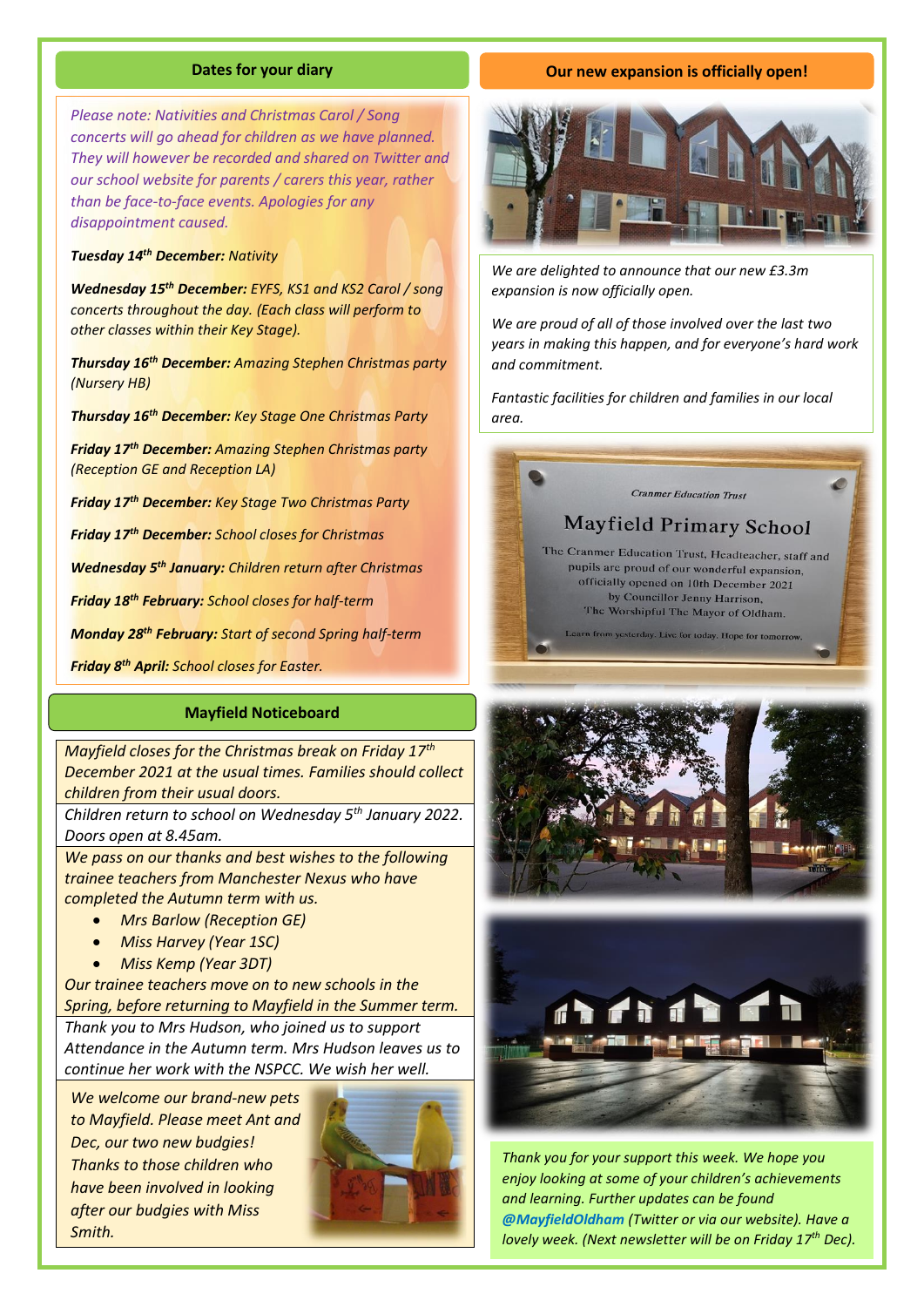## Dates for your diary

*Please note: Nativities and Christmas Carol / Song concerts will go ahead for children as we have planned. They will however be recorded and shared on Twitter and our school website for parents / carers this year, rather than be face-to-face events. Apologies for any disappointment caused.*

***Tuesday 14th December:*** *Nativity*

***Wednesday 15th December:*** *EYFS, KS1 and KS2 Carol / song concerts throughout the day. (Each class will perform to other classes within their Key Stage).*

***Thursday 16th December:*** *Amazing Stephen Christmas party (Nursery HB)*

***Thursday 16th December:*** *Key Stage One Christmas Party*

***Friday 17th December:*** *Amazing Stephen Christmas party (Reception GE and Reception LA)*

***Friday 17th December:*** *Key Stage Two Christmas Party*

***Friday 17th December:*** *School closes for Christmas*

***Wednesday 5th January:*** *Children return after Christmas*

***Friday 18th February:*** *School closes for half-term*

***Monday 28th February:*** *Start of second Spring half-term*

***Friday 8th April:*** *School closes for Easter.*

## Mayfield Noticeboard

*Mayfield closes for the Christmas break on Friday 17th December 2021 at the usual times. Families should collect children from their usual doors.*

*Children return to school on Wednesday 5th January 2022. Doors open at 8.45am.*

*We pass on our thanks and best wishes to the following trainee teachers from Manchester Nexus who have completed the Autumn term with us.*

- *Mrs Barlow (Reception GE)*
- *Miss Harvey (Year 1SC)*
- *Miss Kemp (Year 3DT)*

*Our trainee teachers move on to new schools in the Spring, before returning to Mayfield in the Summer term.*

*Thank you to Mrs Hudson, who joined us to support Attendance in the Autumn term. Mrs Hudson leaves us to continue her work with the NSPCC. We wish her well.*

*We welcome our brand-new pets to Mayfield. Please meet Ant and Dec, our two new budgies! Thanks to those children who have been involved in looking after our budgies with Miss Smith.*

## Our new expansion is officially open!

*We are delighted to announce that our new £3.3m expansion is now officially open.*

*We are proud of all of those involved over the last two years in making this happen, and for everyone's hard work and commitment.*

*Fantastic facilities for children and families in our local area.*

*Thank you for your support this week. We hope you enjoy looking at some of your children's achievements and learning. Further updates can be found* ***@MayfieldOldham*** *(Twitter or via our website). Have a lovely week. (Next newsletter will be on Friday 17th Dec).*